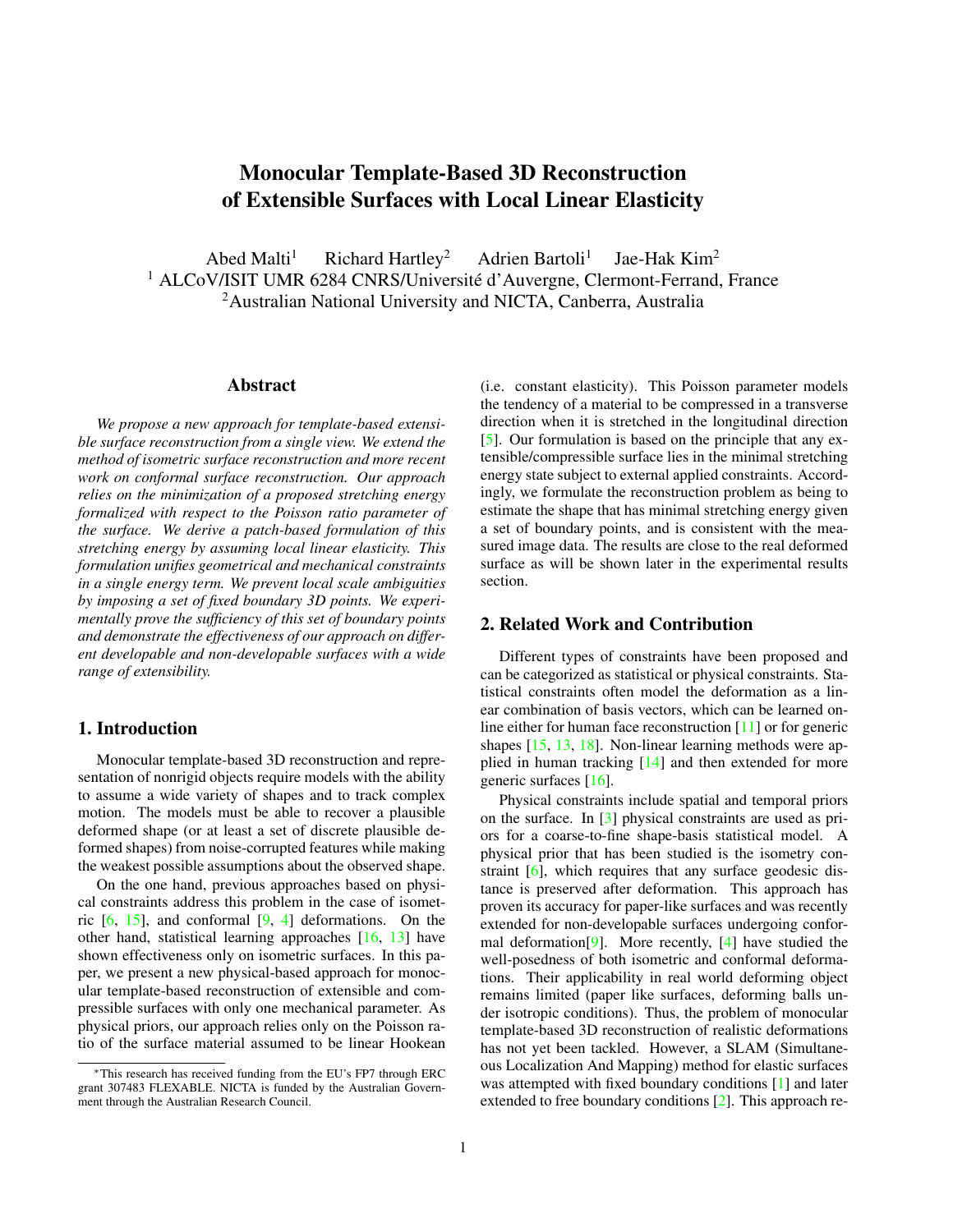# Monocular Template-Based 3D Reconstruction of Extensible Surfaces with Local Linear Elasticity

Abed Malti[1] Richard Hartley[2] Adrien Bartoli[1] Jae-Hak Kim[2]

[1] ALCoV/ISIT UMR 6284 CNRS/Université d'Auvergne, Clermont-Ferrand, France

[2] Australian National University and NICTA, Canberra, Australia

## Abstract

*We propose a new approach for template-based extensible surface reconstruction from a single view. We extend the method of isometric surface reconstruction and more recent work on conformal surface reconstruction. Our approach relies on the minimization of a proposed stretching energy formalized with respect to the Poisson ratio parameter of the surface. We derive a patch-based formulation of this stretching energy by assuming local linear elasticity. This formulation unifies geometrical and mechanical constraints in a single energy term. We prevent local scale ambiguities by imposing a set of fixed boundary 3D points. We experimentally prove the sufficiency of this set of boundary points and demonstrate the effectiveness of our approach on different developable and non-developable surfaces with a wide range of extensibility.*

## 1. Introduction

Monocular template-based 3D reconstruction and representation of nonrigid objects require models with the ability to assume a wide variety of shapes and to track complex motion. The models must be able to recover a plausible deformed shape (or at least a set of discrete plausible deformed shapes) from noise-corrupted features while making the weakest possible assumptions about the observed shape.

On the one hand, previous approaches based on physical constraints address this problem in the case of isometric [6, 15], and conformal [9, 4] deformations. On the other hand, statistical learning approaches [16, 13] have shown effectiveness only on isometric surfaces. In this paper, we present a new physical-based approach for monocular template-based reconstruction of extensible and compressible surfaces with only one mechanical parameter. As physical priors, our approach relies only on the Poisson ratio of the surface material assumed to be linear Hookean (i.e. constant elasticity). This Poisson parameter models the tendency of a material to be compressed in a transverse direction when it is stretched in the longitudinal direction [5]. Our formulation is based on the principle that any extensible/compressible surface lies in the minimal stretching energy state subject to external applied constraints. Accordingly, we formulate the reconstruction problem as being to estimate the shape that has minimal stretching energy given a set of boundary points, and is consistent with the measured image data. The results are close to the real deformed surface as will be shown later in the experimental results section.

## 2. Related Work and Contribution

Different types of constraints have been proposed and can be categorized as statistical or physical constraints. Statistical constraints often model the deformation as a linear combination of basis vectors, which can be learned online either for human face reconstruction [11] or for generic shapes [15, 13, 18]. Non-linear learning methods were applied in human tracking [14] and then extended for more generic surfaces [16].

Physical constraints include spatial and temporal priors on the surface. In [3] physical constraints are used as priors for a coarse-to-fine shape-basis statistical model. A physical prior that has been studied is the isometry constraint [6], which requires that any surface geodesic distance is preserved after deformation. This approach has proven its accuracy for paper-like surfaces and was recently extended for non-developable surfaces undergoing conformal deformation[9]. More recently, [4] have studied the well-posedness of both isometric and conformal deformations. Their applicability in real world deforming object remains limited (paper like surfaces, deforming balls under isotropic conditions). Thus, the problem of monocular template-based 3D reconstruction of realistic deformations has not yet been tackled. However, a SLAM (Simultaneous Localization And Mapping) method for elastic surfaces was attempted with fixed boundary conditions [1] and later extended to free boundary conditions [2]. This approach re-

*This research has received funding from the EU's FP7 through ERC grant 307483 FLEXABLE. NICTA is funded by the Australian Government through the Australian Research Council.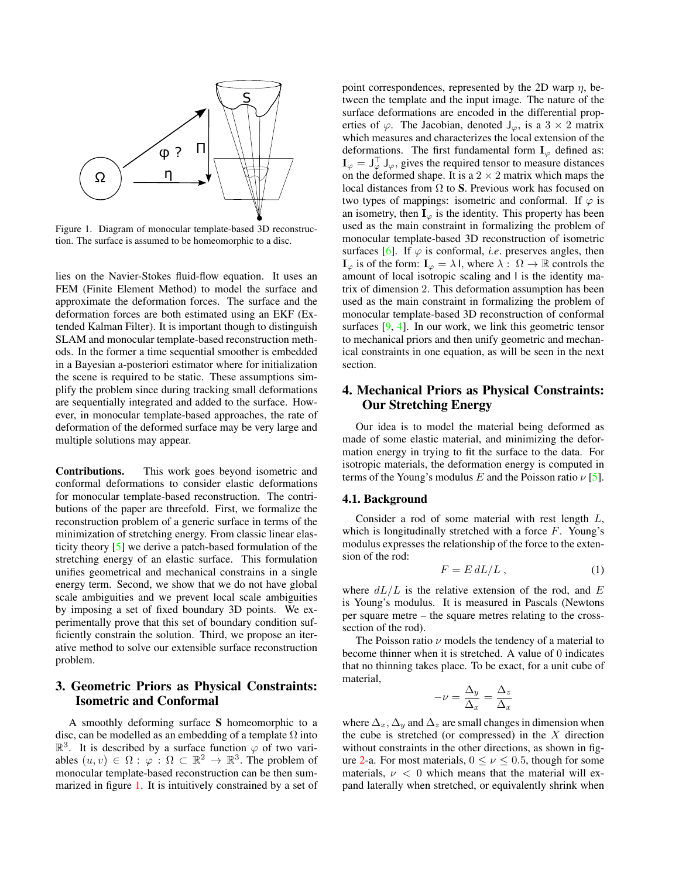Figure 1. Diagram of monocular template-based 3D reconstruction. The surface is assumed to be homeomorphic to a disc.

lies on the Navier-Stokes fluid-flow equation. It uses an FEM (Finite Element Method) to model the surface and approximate the deformation forces. The surface and the deformation forces are both estimated using an EKF (Extended Kalman Filter). It is important though to distinguish SLAM and monocular template-based reconstruction methods. In the former a time sequential smoother is embedded in a Bayesian a-posteriori estimator where for initialization the scene is required to be static. These assumptions simplify the problem since during tracking small deformations are sequentially integrated and added to the surface. However, in monocular template-based approaches, the rate of deformation of the deformed surface may be very large and multiple solutions may appear.

**Contributions.** This work goes beyond isometric and conformal deformations to consider elastic deformations for monocular template-based reconstruction. The contributions of the paper are threefold. First, we formalize the reconstruction problem of a generic surface in terms of the minimization of stretching energy. From classic linear elasticity theory [5] we derive a patch-based formulation of the stretching energy of an elastic surface. This formulation unifies geometrical and mechanical constrains in a single energy term. Second, we show that we do not have global scale ambiguities and we prevent local scale ambiguities by imposing a set of fixed boundary 3D points. We experimentally prove that this set of boundary condition sufficiently constrain the solution. Third, we propose an iterative method to solve our extensible surface reconstruction problem.

## 3. Geometric Priors as Physical Constraints: Isometric and Conformal

A smoothly deforming surface $\mathbf{S}$ homeomorphic to a disc, can be modelled as an embedding of a template $\Omega$ into $\mathbb{R}^3$. It is described by a surface function $\varphi$ of two variables $(u, v) \in \Omega : \varphi : \Omega \subset \mathbb{R}^2 \to \mathbb{R}^3$. The problem of monocular template-based reconstruction can be then summarized in figure 1. It is intuitively constrained by a set of point correspondences, represented by the 2D warp $\eta$, between the template and the input image. The nature of the surface deformations are encoded in the differential properties of $\varphi$. The Jacobian, denoted $\mathsf{J}_\varphi$, is a $3 \times 2$ matrix which measures and characterizes the local extension of the deformations. The first fundamental form $\mathbf{I}_\varphi$ defined as: $\mathbf{I}_\varphi = \mathsf{J}_\varphi^\top \mathsf{J}_\varphi$, gives the required tensor to measure distances on the deformed shape. It is a $2 \times 2$ matrix which maps the local distances from $\Omega$ to $\mathbf{S}$. Previous work has focused on two types of mappings: isometric and conformal. If $\varphi$ is an isometry, then $\mathbf{I}_\varphi$ is the identity. This property has been used as the main constraint in formalizing the problem of monocular template-based 3D reconstruction of isometric surfaces [6]. If $\varphi$ is conformal, *i.e.* preserves angles, then $\mathbf{I}_\varphi$ is of the form: $\mathbf{I}_\varphi = \lambda \mathsf{I}$, where $\lambda : \Omega \to \mathbb{R}$ controls the amount of local isotropic scaling and $\mathsf{I}$ is the identity matrix of dimension 2. This deformation assumption has been used as the main constraint in formalizing the problem of monocular template-based 3D reconstruction of conformal surfaces [9, 4]. In our work, we link this geometric tensor to mechanical priors and then unify geometric and mechanical constraints in one equation, as will be seen in the next section.

## 4. Mechanical Priors as Physical Constraints: Our Stretching Energy

Our idea is to model the material being deformed as made of some elastic material, and minimizing the deformation energy in trying to fit the surface to the data. For isotropic materials, the deformation energy is computed in terms of the Young's modulus $E$ and the Poisson ratio $\nu$ [5].

### 4.1. Background

Consider a rod of some material with rest length $L$, which is longitudinally stretched with a force $F$. Young's modulus expresses the relationship of the force to the extension of the rod:

$$F = E\, dL/L\,, \tag{1}$$

where $dL/L$ is the relative extension of the rod, and $E$ is Young's modulus. It is measured in Pascals (Newtons per square metre – the square metres relating to the cross-section of the rod).

The Poisson ratio $\nu$ models the tendency of a material to become thinner when it is stretched. A value of 0 indicates that no thinning takes place. To be exact, for a unit cube of material,

$$-\nu = \frac{\Delta_y}{\Delta_x} = \frac{\Delta_z}{\Delta_x}$$

where $\Delta_x$, $\Delta_y$ and $\Delta_z$ are small changes in dimension when the cube is stretched (or compressed) in the $X$ direction without constraints in the other directions, as shown in figure 2-a. For most materials, $0 \leq \nu \leq 0.5$, though for some materials, $\nu < 0$ which means that the material will expand laterally when stretched, or equivalently shrink when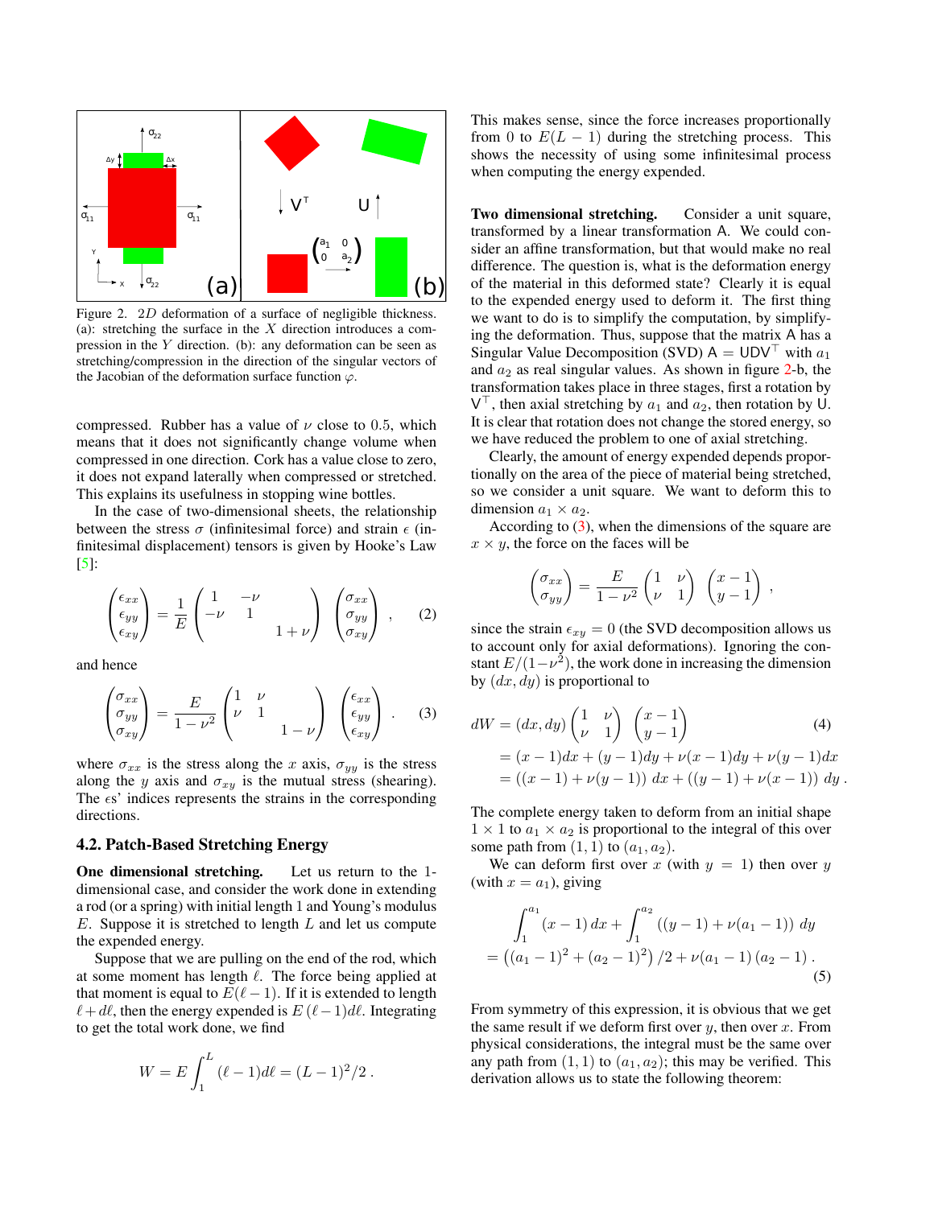Figure 2. $2D$ deformation of a surface of negligible thickness. (a): stretching the surface in the $X$ direction introduces a compression in the $Y$ direction. (b): any deformation can be seen as stretching/compression in the direction of the singular vectors of the Jacobian of the deformation surface function $\varphi$.

compressed. Rubber has a value of $\nu$ close to 0.5, which means that it does not significantly change volume when compressed in one direction. Cork has a value close to zero, it does not expand laterally when compressed or stretched. This explains its usefulness in stopping wine bottles.

In the case of two-dimensional sheets, the relationship between the stress $\sigma$ (infinitesimal force) and strain $\epsilon$ (infinitesimal displacement) tensors is given by Hooke's Law [5]:

$$
\begin{pmatrix} \epsilon_{xx} \\ \epsilon_{yy} \\ \epsilon_{xy} \end{pmatrix} = \frac{1}{E} \begin{pmatrix} 1 & -\nu & \\ -\nu & 1 & \\ & & 1+\nu \end{pmatrix} \begin{pmatrix} \sigma_{xx} \\ \sigma_{yy} \\ \sigma_{xy} \end{pmatrix} , \quad (2)
$$

and hence

$$
\begin{pmatrix} \sigma_{xx} \\ \sigma_{yy} \\ \sigma_{xy} \end{pmatrix} = \frac{E}{1-\nu^2} \begin{pmatrix} 1 & \nu & \\ \nu & 1 & \\ & & 1-\nu \end{pmatrix} \begin{pmatrix} \epsilon_{xx} \\ \epsilon_{yy} \\ \epsilon_{xy} \end{pmatrix} . \quad (3)
$$

where $\sigma_{xx}$ is the stress along the $x$ axis, $\sigma_{yy}$ is the stress along the $y$ axis and $\sigma_{xy}$ is the mutual stress (shearing). The $\epsilon$s' indices represents the strains in the corresponding directions.

## 4.2. Patch-Based Stretching Energy

**One dimensional stretching.** Let us return to the 1-dimensional case, and consider the work done in extending a rod (or a spring) with initial length 1 and Young's modulus $E$. Suppose it is stretched to length $L$ and let us compute the expended energy.

Suppose that we are pulling on the end of the rod, which at some moment has length $\ell$. The force being applied at that moment is equal to $E(\ell-1)$. If it is extended to length $\ell + d\ell$, then the energy expended is $E\,(\ell-1)d\ell$. Integrating to get the total work done, we find

$$
W = E \int_1^L (\ell - 1) d\ell = (L-1)^2/2 \, .
$$

This makes sense, since the force increases proportionally from 0 to $E(L-1)$ during the stretching process. This shows the necessity of using some infinitesimal process when computing the energy expended.

**Two dimensional stretching.** Consider a unit square, transformed by a linear transformation $\mathsf{A}$. We could consider an affine transformation, but that would make no real difference. The question is, what is the deformation energy of the material in this deformed state? Clearly it is equal to the expended energy used to deform it. The first thing we want to do is to simplify the computation, by simplifying the deformation. Thus, suppose that the matrix $\mathsf{A}$ has a Singular Value Decomposition (SVD) $\mathsf{A} = \mathsf{U}\mathsf{D}\mathsf{V}^\top$ with $a_1$ and $a_2$ as real singular values. As shown in figure 2-b, the transformation takes place in three stages, first a rotation by $\mathsf{V}^\top$, then axial stretching by $a_1$ and $a_2$, then rotation by $\mathsf{U}$. It is clear that rotation does not change the stored energy, so we have reduced the problem to one of axial stretching.

Clearly, the amount of energy expended depends proportionally on the area of the piece of material being stretched, so we consider a unit square. We want to deform this to dimension $a_1 \times a_2$.

According to (3), when the dimensions of the square are $x \times y$, the force on the faces will be

$$
\begin{pmatrix} \sigma_{xx} \\ \sigma_{yy} \end{pmatrix} = \frac{E}{1-\nu^2} \begin{pmatrix} 1 & \nu \\ \nu & 1 \end{pmatrix} \begin{pmatrix} x-1 \\ y-1 \end{pmatrix} ,
$$

since the strain $\epsilon_{xy} = 0$ (the SVD decomposition allows us to account only for axial deformations). Ignoring the constant $E/(1-\nu^2)$, the work done in increasing the dimension by $(dx, dy)$ is proportional to

$$
\begin{aligned}
dW &= (dx, dy) \begin{pmatrix} 1 & \nu \\ \nu & 1 \end{pmatrix} \begin{pmatrix} x-1 \\ y-1 \end{pmatrix} \quad (4) \\
&= (x-1)dx + (y-1)dy + \nu(x-1)dy + \nu(y-1)dx \\
&= ((x-1) + \nu(y-1))\, dx + ((y-1) + \nu(x-1))\, dy \, .
\end{aligned}
$$

The complete energy taken to deform from an initial shape $1 \times 1$ to $a_1 \times a_2$ is proportional to the integral of this over some path from $(1, 1)$ to $(a_1, a_2)$.

We can deform first over $x$ (with $y = 1$) then over $y$ (with $x = a_1$), giving

$$
\begin{aligned}
&\int_1^{a_1} (x-1)\, dx + \int_1^{a_2} ((y-1) + \nu(a_1 - 1))\, dy \\
&= \left((a_1-1)^2 + (a_2-1)^2\right)/2 + \nu(a_1-1)\,(a_2-1) \, . \quad (5)
\end{aligned}
$$

From symmetry of this expression, it is obvious that we get the same result if we deform first over $y$, then over $x$. From physical considerations, the integral must be the same over any path from $(1, 1)$ to $(a_1, a_2)$; this may be verified. This derivation allows us to state the following theorem: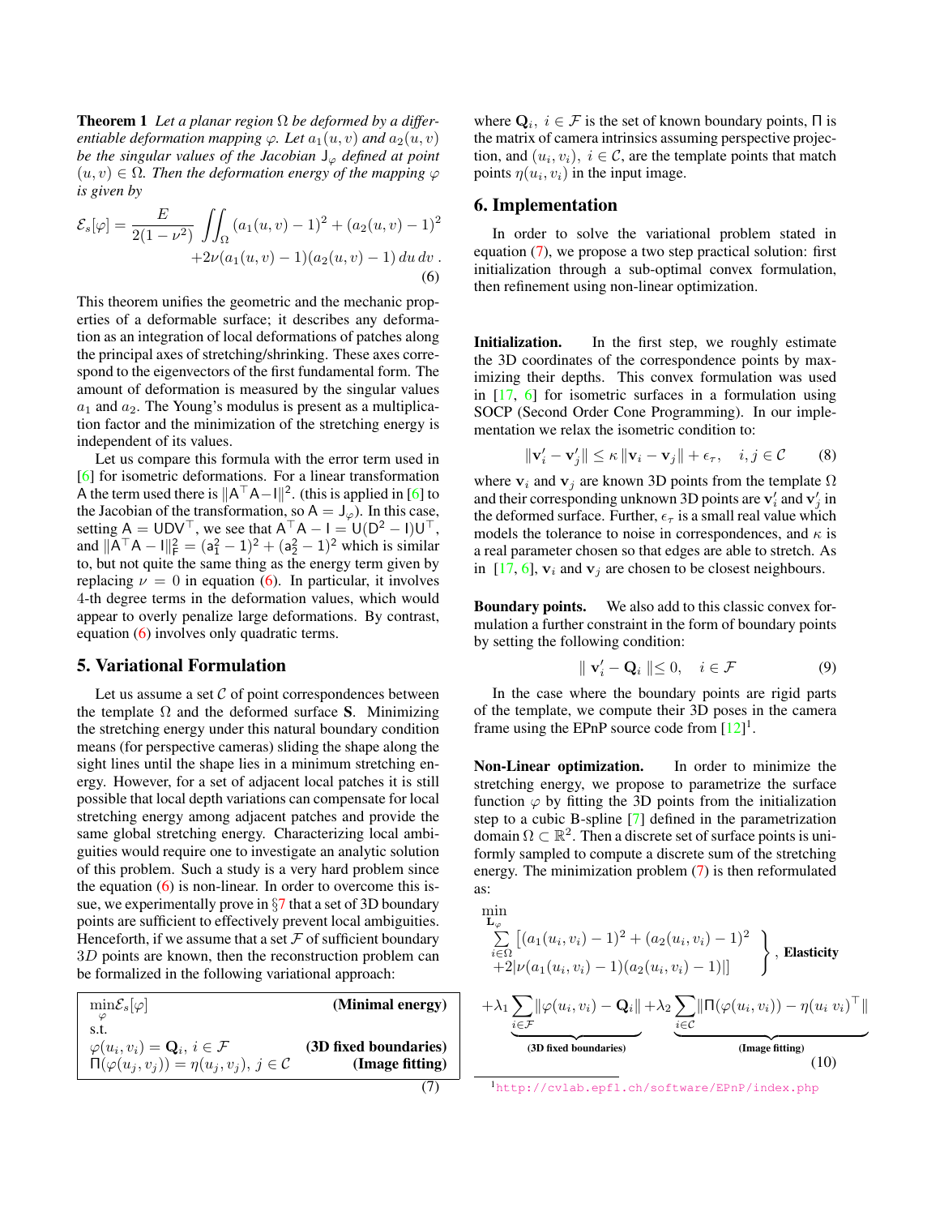**Theorem 1** *Let a planar region $\Omega$ be deformed by a differentiable deformation mapping $\varphi$. Let $a_1(u,v)$ and $a_2(u,v)$ be the singular values of the Jacobian $\mathsf{J}_\varphi$ defined at point $(u,v) \in \Omega$. Then the deformation energy of the mapping $\varphi$ is given by*

$$\mathcal{E}_s[\varphi] = \frac{E}{2(1-\nu^2)} \iint_\Omega (a_1(u,v)-1)^2 + (a_2(u,v)-1)^2 + 2\nu(a_1(u,v)-1)(a_2(u,v)-1)\, du\, dv \,. \tag{6}$$

This theorem unifies the geometric and the mechanic properties of a deformable surface; it describes any deformation as an integration of local deformations of patches along the principal axes of stretching/shrinking. These axes correspond to the eigenvectors of the first fundamental form. The amount of deformation is measured by the singular values $a_1$ and $a_2$. The Young's modulus is present as a multiplication factor and the minimization of the stretching energy is independent of its values.

Let us compare this formula with the error term used in [6] for isometric deformations. For a linear transformation $\mathsf{A}$ the term used there is $\|\mathsf{A}^\top\mathsf{A}-\mathsf{I}\|^2$. (this is applied in [6] to the Jacobian of the transformation, so $\mathsf{A} = \mathsf{J}_\varphi$). In this case, setting $\mathsf{A} = \mathsf{UDV}^\top$, we see that $\mathsf{A}^\top\mathsf{A} - \mathsf{I} = \mathsf{U}(\mathsf{D}^2 - \mathsf{I})\mathsf{U}^\top$, and $\|\mathsf{A}^\top\mathsf{A} - \mathsf{I}\|_\mathsf{F}^2 = (\mathsf{a}_1^2 - 1)^2 + (\mathsf{a}_2^2 - 1)^2$ which is similar to, but not quite the same thing as the energy term given by replacing $\nu = 0$ in equation (6). In particular, it involves 4-th degree terms in the deformation values, which would appear to overly penalize large deformations. By contrast, equation (6) involves only quadratic terms.

## 5. Variational Formulation

Let us assume a set $\mathcal{C}$ of point correspondences between the template $\Omega$ and the deformed surface $\mathbf{S}$. Minimizing the stretching energy under this natural boundary condition means (for perspective cameras) sliding the shape along the sight lines until the shape lies in a minimum stretching energy. However, for a set of adjacent local patches it is still possible that local depth variations can compensate for local stretching energy among adjacent patches and provide the same global stretching energy. Characterizing local ambiguities would require one to investigate an analytic solution of this problem. Such a study is a very hard problem since the equation (6) is non-linear. In order to overcome this issue, we experimentally prove in §7 that a set of 3D boundary points are sufficient to effectively prevent local ambiguities. Henceforth, if we assume that a set $\mathcal{F}$ of sufficient boundary $3D$ points are known, then the reconstruction problem can be formalized in the following variational approach:

$$\begin{array}{ll}
\min_{\varphi} \mathcal{E}_s[\varphi] & \textbf{(Minimal energy)} \\
\text{s.t.} & \\
\varphi(u_i, v_i) = \mathbf{Q}_i,\ i \in \mathcal{F} & \textbf{(3D fixed boundaries)} \\
\Pi(\varphi(u_j, v_j)) = \eta(u_j, v_j),\ j \in \mathcal{C} & \textbf{(Image fitting)}
\end{array} \tag{7}$$

where $\mathbf{Q}_i,\ i \in \mathcal{F}$ is the set of known boundary points, $\Pi$ is the matrix of camera intrinsics assuming perspective projection, and $(u_i, v_i),\ i \in \mathcal{C}$, are the template points that match points $\eta(u_i, v_i)$ in the input image.

## 6. Implementation

In order to solve the variational problem stated in equation (7), we propose a two step practical solution: first initialization through a sub-optimal convex formulation, then refinement using non-linear optimization.

**Initialization.** In the first step, we roughly estimate the 3D coordinates of the correspondence points by maximizing their depths. This convex formulation was used in [17, 6] for isometric surfaces in a formulation using SOCP (Second Order Cone Programming). In our implementation we relax the isometric condition to:

$$\|\mathbf{v}_i' - \mathbf{v}_j'\| \leq \kappa \|\mathbf{v}_i - \mathbf{v}_j\| + \epsilon_\tau, \quad i,j \in \mathcal{C} \tag{8}$$

where $\mathbf{v}_i$ and $\mathbf{v}_j$ are known 3D points from the template $\Omega$ and their corresponding unknown 3D points are $\mathbf{v}_i'$ and $\mathbf{v}_j'$ in the deformed surface. Further, $\epsilon_\tau$ is a small real value which models the tolerance to noise in correspondences, and $\kappa$ is a real parameter chosen so that edges are able to stretch. As in [17, 6], $\mathbf{v}_i$ and $\mathbf{v}_j$ are chosen to be closest neighbours.

**Boundary points.** We also add to this classic convex formulation a further constraint in the form of boundary points by setting the following condition:

$$\| \mathbf{v}_i' - \mathbf{Q}_i \| \leq 0, \quad i \in \mathcal{F} \tag{9}$$

In the case where the boundary points are rigid parts of the template, we compute their 3D poses in the camera frame using the EPnP source code from [12][1].

**Non-Linear optimization.** In order to minimize the stretching energy, we propose to parametrize the surface function $\varphi$ by fitting the 3D points from the initialization step to a cubic B-spline [7] defined in the parametrization domain $\Omega \subset \mathbb{R}^2$. Then a discrete set of surface points is uniformly sampled to compute a discrete sum of the stretching energy. The minimization problem (7) is then reformulated as:

$$\min_{\mathbf{L}_\varphi} \underbrace{\left.\begin{array}{l}\sum_{i\in\Omega} \left[(a_1(u_i,v_i)-1)^2 + (a_2(u_i,v_i)-1)^2 \right. \\ \left. +2|\nu(a_1(u_i,v_i)-1)(a_2(u_i,v_i)-1)|\right]\end{array}\right\}}_{}\text{, } \textbf{Elasticity}$$

$$+\lambda_1 \underbrace{\sum_{i\in\mathcal{F}} \|\varphi(u_i,v_i) - \mathbf{Q}_i\|}_{\textbf{(3D fixed boundaries)}} + \lambda_2 \underbrace{\sum_{i\in\mathcal{C}} \|\Pi(\varphi(u_i,v_i)) - \eta(u_i\ v_i)^\top\|}_{\textbf{(Image fitting)}} \tag{10}$$

[1] http://cvlab.epfl.ch/software/EPnP/index.php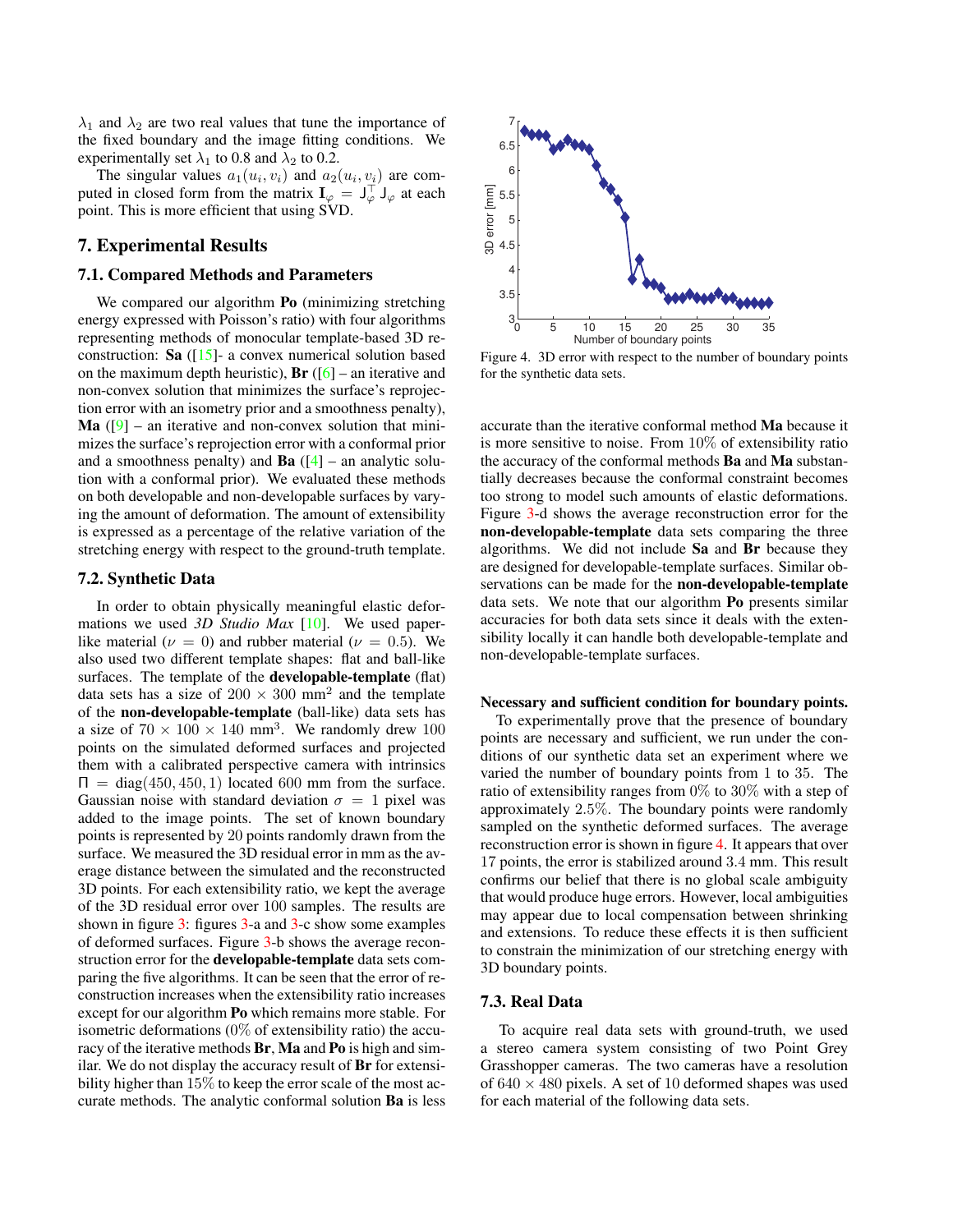$\lambda_1$ and $\lambda_2$ are two real values that tune the importance of the fixed boundary and the image fitting conditions. We experimentally set $\lambda_1$ to 0.8 and $\lambda_2$ to 0.2.

The singular values $a_1(u_i, v_i)$ and $a_2(u_i, v_i)$ are computed in closed form from the matrix $\mathbf{I}_\varphi = \mathsf{J}_\varphi^\top \mathsf{J}_\varphi$ at each point. This is more efficient that using SVD.

## 7. Experimental Results

### 7.1. Compared Methods and Parameters

We compared our algorithm **Po** (minimizing stretching energy expressed with Poisson's ratio) with four algorithms representing methods of monocular template-based 3D reconstruction: **Sa** ([15]- a convex numerical solution based on the maximum depth heuristic), **Br** ([6] – an iterative and non-convex solution that minimizes the surface's reprojection error with an isometry prior and a smoothness penalty), **Ma** ([9] – an iterative and non-convex solution that minimizes the surface's reprojection error with a conformal prior and a smoothness penalty) and **Ba** ([4] – an analytic solution with a conformal prior). We evaluated these methods on both developable and non-developable surfaces by varying the amount of deformation. The amount of extensibility is expressed as a percentage of the relative variation of the stretching energy with respect to the ground-truth template.

### 7.2. Synthetic Data

In order to obtain physically meaningful elastic deformations we used *3D Studio Max* [10]. We used paper-like material ($\nu = 0$) and rubber material ($\nu = 0.5$). We also used two different template shapes: flat and ball-like surfaces. The template of the **developable-template** (flat) data sets has a size of $200 \times 300$ mm$^2$ and the template of the **non-developable-template** (ball-like) data sets has a size of $70 \times 100 \times 140$ mm$^3$. We randomly drew 100 points on the simulated deformed surfaces and projected them with a calibrated perspective camera with intrinsics $\Pi = \text{diag}(450, 450, 1)$ located 600 mm from the surface. Gaussian noise with standard deviation $\sigma = 1$ pixel was added to the image points. The set of known boundary points is represented by 20 points randomly drawn from the surface. We measured the 3D residual error in mm as the average distance between the simulated and the reconstructed 3D points. For each extensibility ratio, we kept the average of the 3D residual error over 100 samples. The results are shown in figure 3: figures 3-a and 3-c show some examples of deformed surfaces. Figure 3-b shows the average reconstruction error for the **developable-template** data sets comparing the five algorithms. It can be seen that the error of reconstruction increases when the extensibility ratio increases except for our algorithm **Po** which remains more stable. For isometric deformations (0% of extensibility ratio) the accuracy of the iterative methods **Br**, **Ma** and **Po** is high and similar. We do not display the accuracy result of **Br** for extensibility higher than 15% to keep the error scale of the most accurate methods. The analytic conformal solution **Ba** is less accurate than the iterative conformal method **Ma** because it is more sensitive to noise. From 10% of extensibility ratio the accuracy of the conformal methods **Ba** and **Ma** substantially decreases because the conformal constraint becomes too strong to model such amounts of elastic deformations. Figure 3-d shows the average reconstruction error for the **non-developable-template** data sets comparing the three algorithms. We did not include **Sa** and **Br** because they are designed for developable-template surfaces. Similar observations can be made for the **non-developable-template** data sets. We note that our algorithm **Po** presents similar accuracies for both data sets since it deals with the extensibility locally it can handle both developable-template and non-developable-template surfaces.

Figure 4. 3D error with respect to the number of boundary points for the synthetic data sets.

**Necessary and sufficient condition for boundary points.** To experimentally prove that the presence of boundary points are necessary and sufficient, we run under the conditions of our synthetic data set an experiment where we varied the number of boundary points from 1 to 35. The ratio of extensibility ranges from 0% to 30% with a step of approximately 2.5%. The boundary points were randomly sampled on the synthetic deformed surfaces. The average reconstruction error is shown in figure 4. It appears that over 17 points, the error is stabilized around 3.4 mm. This result confirms our belief that there is no global scale ambiguity that would produce huge errors. However, local ambiguities may appear due to local compensation between shrinking and extensions. To reduce these effects it is then sufficient to constrain the minimization of our stretching energy with 3D boundary points.

### 7.3. Real Data

To acquire real data sets with ground-truth, we used a stereo camera system consisting of two Point Grey Grasshopper cameras. The two cameras have a resolution of $640 \times 480$ pixels. A set of 10 deformed shapes was used for each material of the following data sets.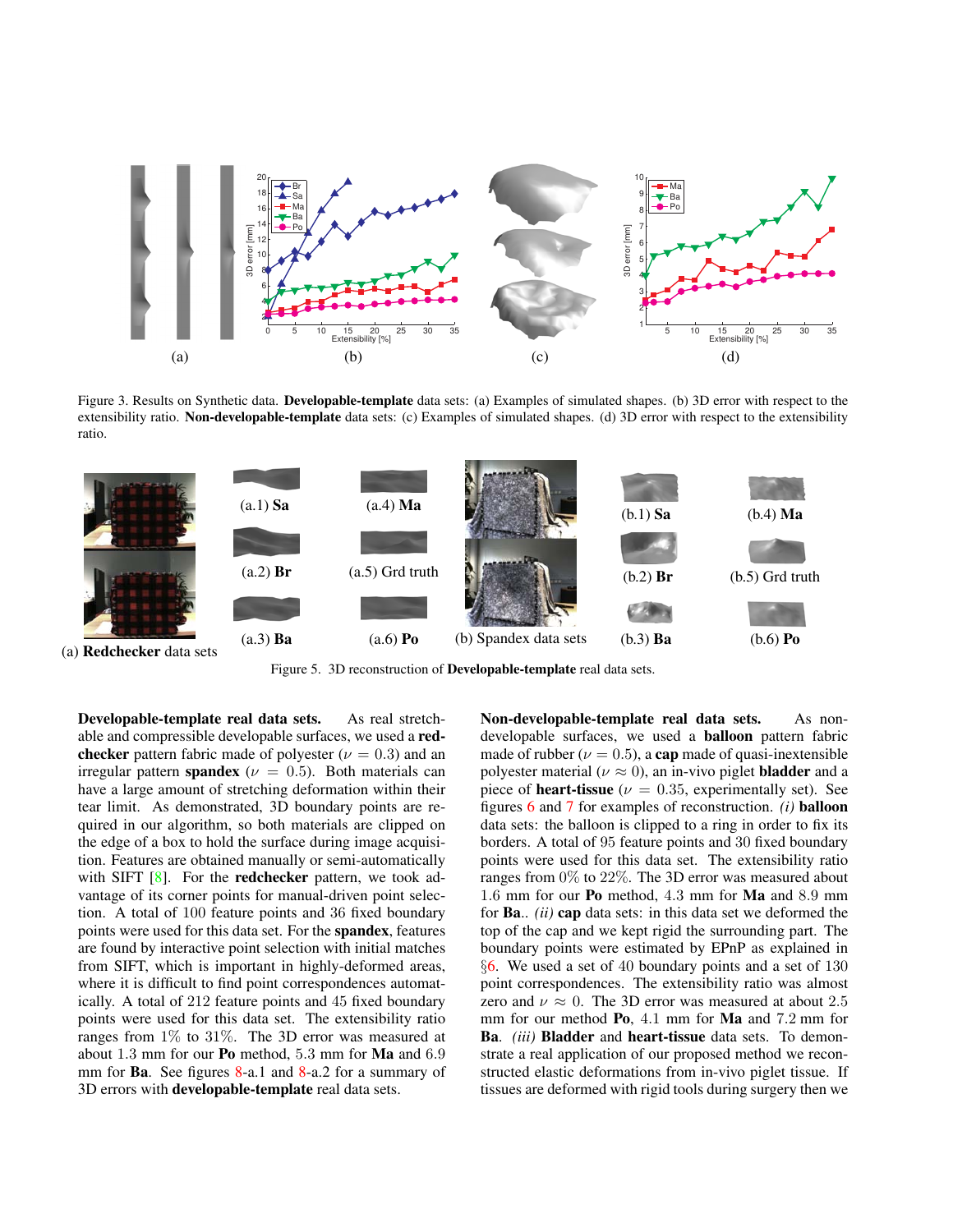Figure 3. Results on Synthetic data. **Developable-template** data sets: (a) Examples of simulated shapes. (b) 3D error with respect to the extensibility ratio. **Non-developable-template** data sets: (c) Examples of simulated shapes. (d) 3D error with respect to the extensibility ratio.

Figure 5. 3D reconstruction of **Developable-template** real data sets.

**Developable-template real data sets.** As real stretchable and compressible developable surfaces, we used a **redchecker** pattern fabric made of polyester ($\nu = 0.3$) and an irregular pattern **spandex** ($\nu = 0.5$). Both materials can have a large amount of stretching deformation within their tear limit. As demonstrated, 3D boundary points are required in our algorithm, so both materials are clipped on the edge of a box to hold the surface during image acquisition. Features are obtained manually or semi-automatically with SIFT [8]. For the **redchecker** pattern, we took advantage of its corner points for manual-driven point selection. A total of 100 feature points and 36 fixed boundary points were used for this data set. For the **spandex**, features are found by interactive point selection with initial matches from SIFT, which is important in highly-deformed areas, where it is difficult to find point correspondences automatically. A total of 212 feature points and 45 fixed boundary points were used for this data set. The extensibility ratio ranges from 1% to 31%. The 3D error was measured at about 1.3 mm for our **Po** method, 5.3 mm for **Ma** and 6.9 mm for **Ba**. See figures 8-a.1 and 8-a.2 for a summary of 3D errors with **developable-template** real data sets.

**Non-developable-template real data sets.** As non-developable surfaces, we used a **balloon** pattern fabric made of rubber ($\nu = 0.5$), a **cap** made of quasi-inextensible polyester material ($\nu \approx 0$), an in-vivo piglet **bladder** and a piece of **heart-tissue** ($\nu = 0.35$, experimentally set). See figures 6 and 7 for examples of reconstruction. *(i)* **balloon** data sets: the balloon is clipped to a ring in order to fix its borders. A total of 95 feature points and 30 fixed boundary points were used for this data set. The extensibility ratio ranges from 0% to 22%. The 3D error was measured about 1.6 mm for our **Po** method, 4.3 mm for **Ma** and 8.9 mm for **Ba**.. *(ii)* **cap** data sets: in this data set we deformed the top of the cap and we kept rigid the surrounding part. The boundary points were estimated by EPnP as explained in §6. We used a set of 40 boundary points and a set of 130 point correspondences. The extensibility ratio was almost zero and $\nu \approx 0$. The 3D error was measured at about 2.5 mm for our method **Po**, 4.1 mm for **Ma** and 7.2 mm for **Ba**. *(iii)* **Bladder** and **heart-tissue** data sets. To demonstrate a real application of our proposed method we reconstructed elastic deformations from in-vivo piglet tissue. If tissues are deformed with rigid tools during surgery then we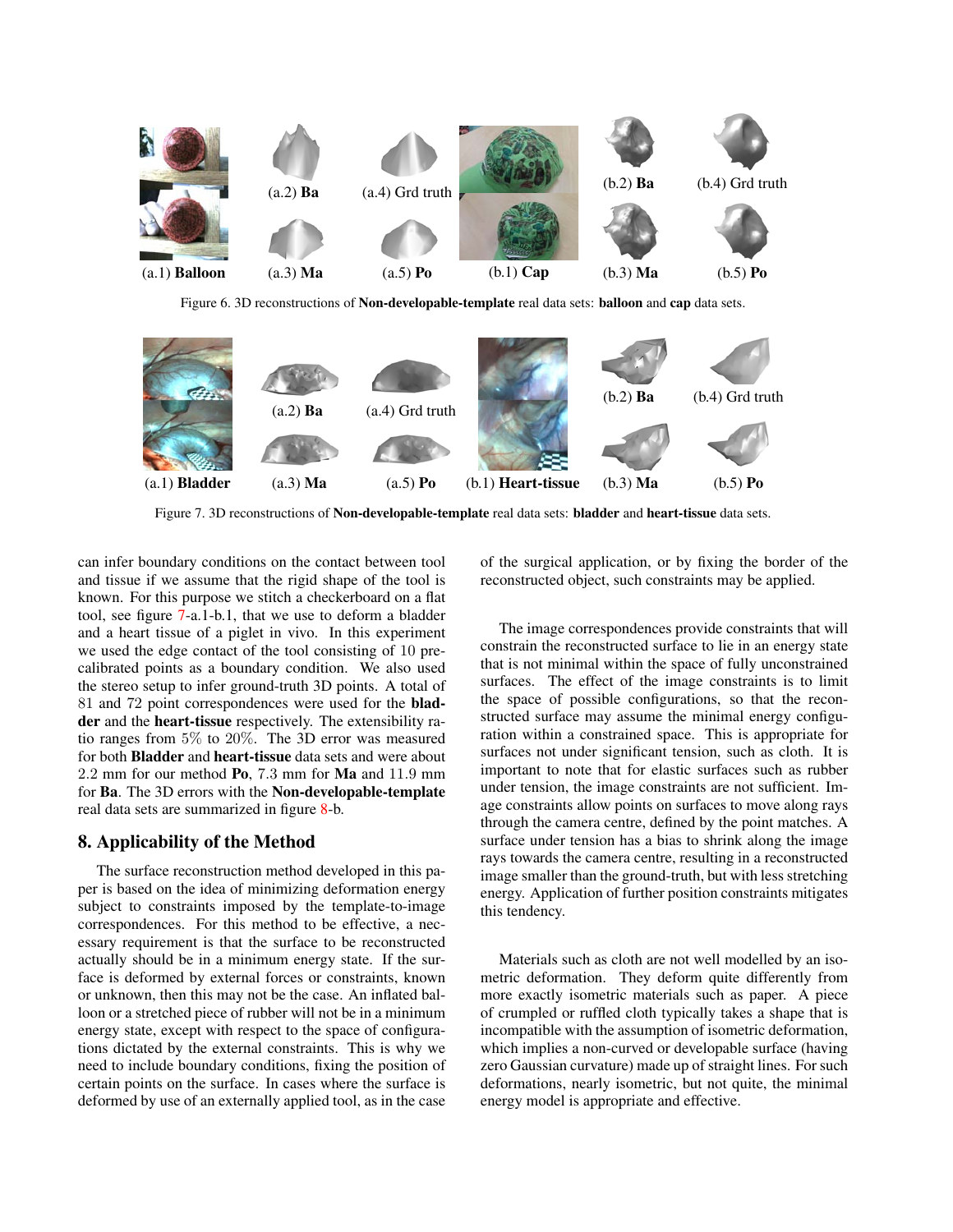(a.1) **Balloon** (a.2) **Ba** (a.3) **Ma** (a.4) Grd truth (a.5) **Po** (b.1) **Cap** (b.2) **Ba** (b.3) **Ma** (b.4) Grd truth (b.5) **Po**

Figure 6. 3D reconstructions of **Non-developable-template** real data sets: **balloon** and **cap** data sets.

(a.1) **Bladder** (a.2) **Ba** (a.3) **Ma** (a.4) Grd truth (a.5) **Po** (b.1) **Heart-tissue** (b.2) **Ba** (b.3) **Ma** (b.4) Grd truth (b.5) **Po**

Figure 7. 3D reconstructions of **Non-developable-template** real data sets: **bladder** and **heart-tissue** data sets.

can infer boundary conditions on the contact between tool and tissue if we assume that the rigid shape of the tool is known. For this purpose we stitch a checkerboard on a flat tool, see figure 7-a.1-b.1, that we use to deform a bladder and a heart tissue of a piglet in vivo. In this experiment we used the edge contact of the tool consisting of 10 pre-calibrated points as a boundary condition. We also used the stereo setup to infer ground-truth 3D points. A total of 81 and 72 point correspondences were used for the **bladder** and the **heart-tissue** respectively. The extensibility ratio ranges from 5% to 20%. The 3D error was measured for both **Bladder** and **heart-tissue** data sets and were about 2.2 mm for our method **Po**, 7.3 mm for **Ma** and 11.9 mm for **Ba**. The 3D errors with the **Non-developable-template** real data sets are summarized in figure 8-b.

## 8. Applicability of the Method

The surface reconstruction method developed in this paper is based on the idea of minimizing deformation energy subject to constraints imposed by the template-to-image correspondences. For this method to be effective, a necessary requirement is that the surface to be reconstructed actually should be in a minimum energy state. If the surface is deformed by external forces or constraints, known or unknown, then this may not be the case. An inflated balloon or a stretched piece of rubber will not be in a minimum energy state, except with respect to the space of configurations dictated by the external constraints. This is why we need to include boundary conditions, fixing the position of certain points on the surface. In cases where the surface is deformed by use of an externally applied tool, as in the case of the surgical application, or by fixing the border of the reconstructed object, such constraints may be applied.

The image correspondences provide constraints that will constrain the reconstructed surface to lie in an energy state that is not minimal within the space of fully unconstrained surfaces. The effect of the image constraints is to limit the space of possible configurations, so that the reconstructed surface may assume the minimal energy configuration within a constrained space. This is appropriate for surfaces not under significant tension, such as cloth. It is important to note that for elastic surfaces such as rubber under tension, the image constraints are not sufficient. Image constraints allow points on surfaces to move along rays through the camera centre, defined by the point matches. A surface under tension has a bias to shrink along the image rays towards the camera centre, resulting in a reconstructed image smaller than the ground-truth, but with less stretching energy. Application of further position constraints mitigates this tendency.

Materials such as cloth are not well modelled by an isometric deformation. They deform quite differently from more exactly isometric materials such as paper. A piece of crumpled or ruffled cloth typically takes a shape that is incompatible with the assumption of isometric deformation, which implies a non-curved or developable surface (having zero Gaussian curvature) made up of straight lines. For such deformations, nearly isometric, but not quite, the minimal energy model is appropriate and effective.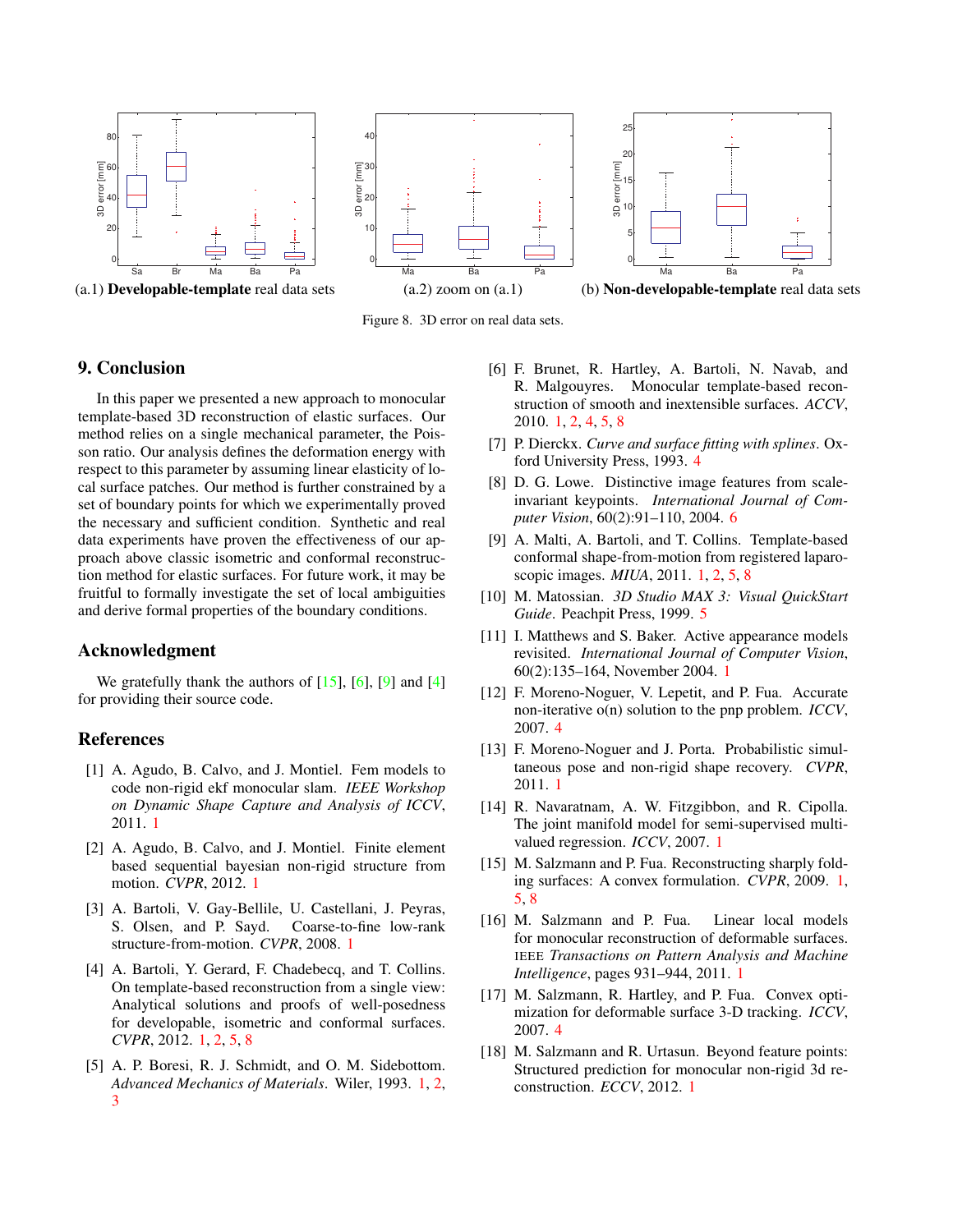3D error [mm]

0 20 40 60 80

Sa Br Ma Ba Pa

(a.1) **Developable-template** real data sets

3D error [mm]

0 10 20 30 40

Ma Ba Pa

(a.2) zoom on (a.1)

3D error [mm]

0 5 10 15 20 25

Ma Ba Pa

(b) **Non-developable-template** real data sets

Figure 8. 3D error on real data sets.

## 9. Conclusion

In this paper we presented a new approach to monocular template-based 3D reconstruction of elastic surfaces. Our method relies on a single mechanical parameter, the Poisson ratio. Our analysis defines the deformation energy with respect to this parameter by assuming linear elasticity of local surface patches. Our method is further constrained by a set of boundary points for which we experimentally proved the necessary and sufficient condition. Synthetic and real data experiments have proven the effectiveness of our approach above classic isometric and conformal reconstruction method for elastic surfaces. For future work, it may be fruitful to formally investigate the set of local ambiguities and derive formal properties of the boundary conditions.

## Acknowledgment

We gratefully thank the authors of [15], [6], [9] and [4] for providing their source code.

## References

[1] A. Agudo, B. Calvo, and J. Montiel. Fem models to code non-rigid ekf monocular slam. *IEEE Workshop on Dynamic Shape Capture and Analysis of ICCV*, 2011. 1

[2] A. Agudo, B. Calvo, and J. Montiel. Finite element based sequential bayesian non-rigid structure from motion. *CVPR*, 2012. 1

[3] A. Bartoli, V. Gay-Bellile, U. Castellani, J. Peyras, S. Olsen, and P. Sayd. Coarse-to-fine low-rank structure-from-motion. *CVPR*, 2008. 1

[4] A. Bartoli, Y. Gerard, F. Chadebecq, and T. Collins. On template-based reconstruction from a single view: Analytical solutions and proofs of well-posedness for developable, isometric and conformal surfaces. *CVPR*, 2012. 1, 2, 5, 8

[5] A. P. Boresi, R. J. Schmidt, and O. M. Sidebottom. *Advanced Mechanics of Materials*. Wiler, 1993. 1, 2, 3

[6] F. Brunet, R. Hartley, A. Bartoli, N. Navab, and R. Malgouyres. Monocular template-based reconstruction of smooth and inextensible surfaces. *ACCV*, 2010. 1, 2, 4, 5, 8

[7] P. Dierckx. *Curve and surface fitting with splines*. Oxford University Press, 1993. 4

[8] D. G. Lowe. Distinctive image features from scale-invariant keypoints. *International Journal of Computer Vision*, 60(2):91–110, 2004. 6

[9] A. Malti, A. Bartoli, and T. Collins. Template-based conformal shape-from-motion from registered laparoscopic images. *MIUA*, 2011. 1, 2, 5, 8

[10] M. Matossian. *3D Studio MAX 3: Visual QuickStart Guide*. Peachpit Press, 1999. 5

[11] I. Matthews and S. Baker. Active appearance models revisited. *International Journal of Computer Vision*, 60(2):135–164, November 2004. 1

[12] F. Moreno-Noguer, V. Lepetit, and P. Fua. Accurate non-iterative o(n) solution to the pnp problem. *ICCV*, 2007. 4

[13] F. Moreno-Noguer and J. Porta. Probabilistic simultaneous pose and non-rigid shape recovery. *CVPR*, 2011. 1

[14] R. Navaratnam, A. W. Fitzgibbon, and R. Cipolla. The joint manifold model for semi-supervised multi-valued regression. *ICCV*, 2007. 1

[15] M. Salzmann and P. Fua. Reconstructing sharply folding surfaces: A convex formulation. *CVPR*, 2009. 1, 5, 8

[16] M. Salzmann and P. Fua. Linear local models for monocular reconstruction of deformable surfaces. IEEE *Transactions on Pattern Analysis and Machine Intelligence*, pages 931–944, 2011. 1

[17] M. Salzmann, R. Hartley, and P. Fua. Convex optimization for deformable surface 3-D tracking. *ICCV*, 2007. 4

[18] M. Salzmann and R. Urtasun. Beyond feature points: Structured prediction for monocular non-rigid 3d reconstruction. *ECCV*, 2012. 1